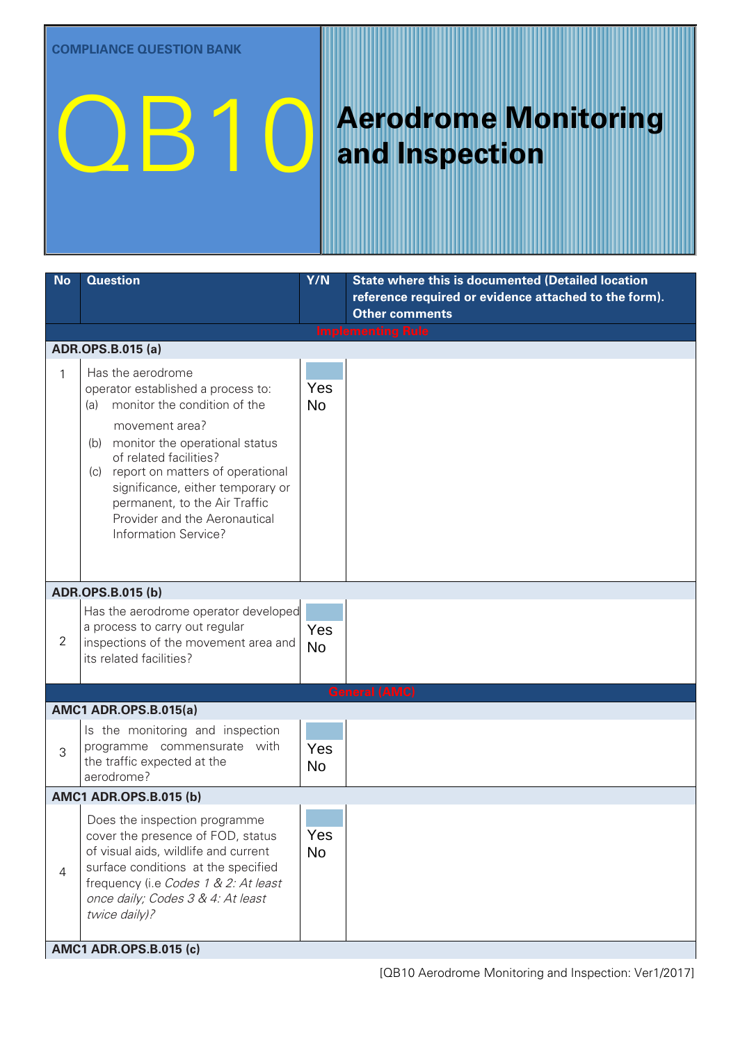COMPLIANCE QUESTION BANK

# QB10 Aerodrome Monitoring and Inspection

| No | Question | Y/N | State where this is documented (Detailed location reference required or evidence attached to the form). Other comments |
|---|---|---|---|
| | **Implementing Rule** | | |
| | **ADR.OPS.B.015 (a)** | | |
| 1 | Has the aerodrome operator established a process to: (a) monitor the condition of the movement area? (b) monitor the operational status of related facilities? (c) report on matters of operational significance, either temporary or permanent, to the Air Traffic Provider and the Aeronautical Information Service? | Yes No | |
| | **ADR.OPS.B.015 (b)** | | |
| 2 | Has the aerodrome operator developed a process to carry out regular inspections of the movement area and its related facilities? | Yes No | |
| | **General (AMC)** | | |
| | **AMC1 ADR.OPS.B.015(a)** | | |
| 3 | Is the monitoring and inspection programme commensurate with the traffic expected at the aerodrome? | Yes No | |
| | **AMC1 ADR.OPS.B.015 (b)** | | |
| 4 | Does the inspection programme cover the presence of FOD, status of visual aids, wildlife and current surface conditions at the specified frequency (i.e *Codes 1 & 2: At least once daily; Codes 3 & 4: At least twice daily)?* | Yes No | |
| | **AMC1 ADR.OPS.B.015 (c)** | | |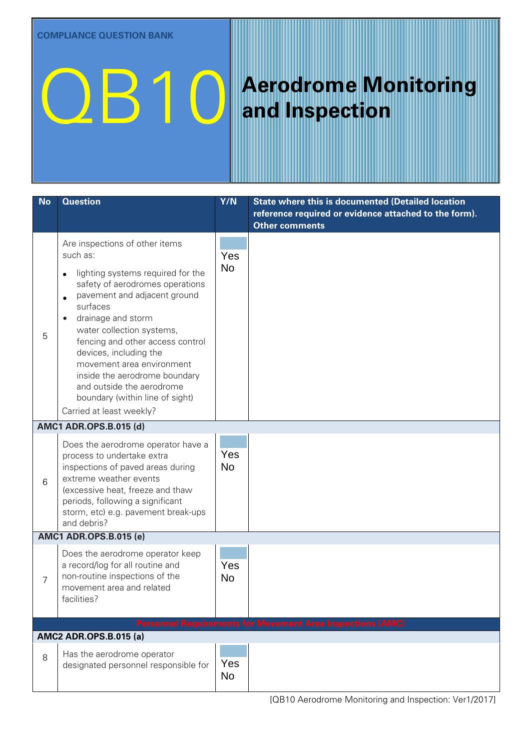COMPLIANCE QUESTION BANK

# QB10 Aerodrome Monitoring and Inspection

| No | Question | Y/N | State where this is documented (Detailed location reference required or evidence attached to the form). Other comments |
|---|---|---|---|
| 5 | Are inspections of other items such as:<br>• lighting systems required for the safety of aerodromes operations<br>• pavement and adjacent ground surfaces<br>• drainage and storm water collection systems, fencing and other access control devices, including the movement area environment inside the aerodrome boundary and outside the aerodrome boundary (within line of sight)<br>Carried at least weekly? | Yes<br>No | |
| **AMC1 ADR.OPS.B.015 (d)** | | | |
| 6 | Does the aerodrome operator have a process to undertake extra inspections of paved areas during extreme weather events (excessive heat, freeze and thaw periods, following a significant storm, etc) e.g. pavement break-ups and debris? | Yes<br>No | |
| **AMC1 ADR.OPS.B.015 (e)** | | | |
| 7 | Does the aerodrome operator keep a record/log for all routine and non-routine inspections of the movement area and related facilities? | Yes<br>No | |
| **Personnel Requirements for Movement Area Inspections (AMC)** | | | |
| **AMC2 ADR.OPS.B.015 (a)** | | | |
| 8 | Has the aerodrome operator designated personnel responsible for | Yes<br>No | |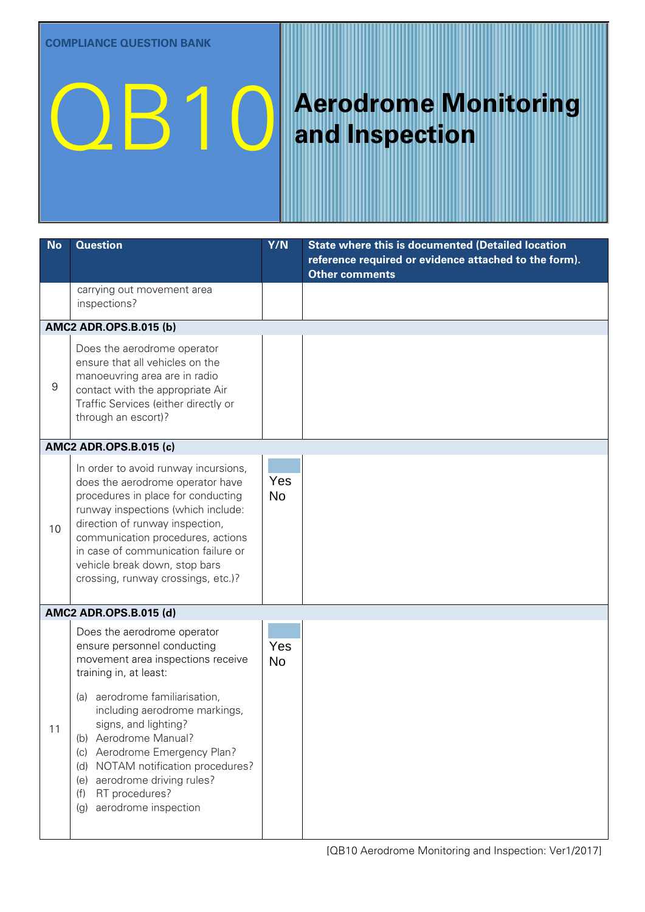# COMPLIANCE QUESTION BANK

# QB10 Aerodrome Monitoring and Inspection

| No | Question | Y/N | State where this is documented (Detailed location reference required or evidence attached to the form). Other comments |
|---|---|---|---|
| | carrying out movement area inspections? | | |
| **AMC2 ADR.OPS.B.015 (b)** | | | |
| 9 | Does the aerodrome operator ensure that all vehicles on the manoeuvring area are in radio contact with the appropriate Air Traffic Services (either directly or through an escort)? | | |
| **AMC2 ADR.OPS.B.015 (c)** | | | |
| 10 | In order to avoid runway incursions, does the aerodrome operator have procedures in place for conducting runway inspections (which include: direction of runway inspection, communication procedures, actions in case of communication failure or vehicle break down, stop bars crossing, runway crossings, etc.)? | Yes No | |
| **AMC2 ADR.OPS.B.015 (d)** | | | |
| 11 | Does the aerodrome operator ensure personnel conducting movement area inspections receive training in, at least:<br><br>(a) aerodrome familiarisation, including aerodrome markings, signs, and lighting?<br>(b) Aerodrome Manual?<br>(c) Aerodrome Emergency Plan?<br>(d) NOTAM notification procedures?<br>(e) aerodrome driving rules?<br>(f) RT procedures?<br>(g) aerodrome inspection | Yes No | |

[QB10 Aerodrome Monitoring and Inspection: Ver1/2017]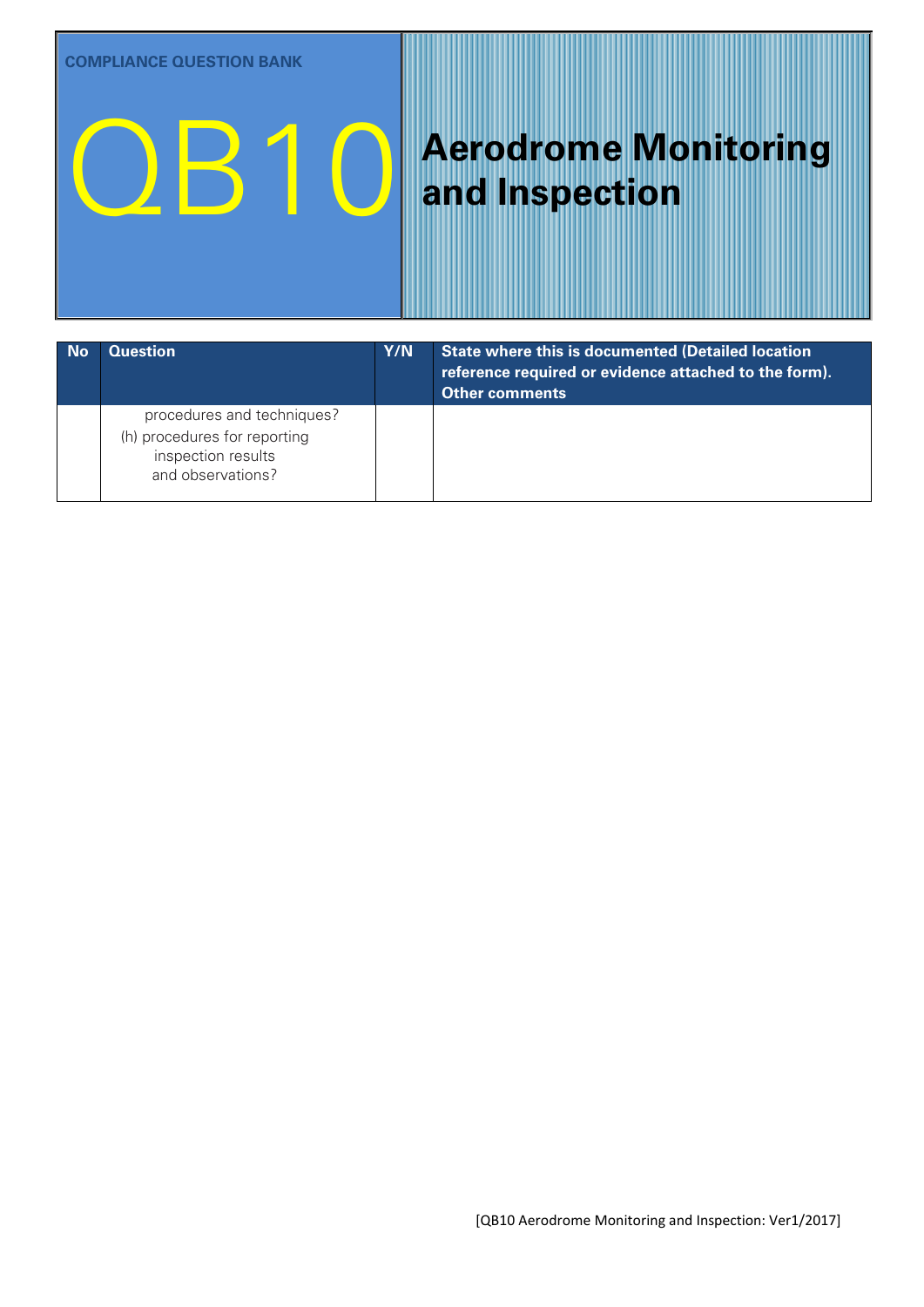COMPLIANCE QUESTION BANK

# QB10 Aerodrome Monitoring and Inspection

| No | Question | Y/N | State where this is documented (Detailed location reference required or evidence attached to the form). Other comments |
|---|---|---|---|
| | procedures and techniques?<br>(h) procedures for reporting inspection results and observations? | | |

[QB10 Aerodrome Monitoring and Inspection: Ver1/2017]